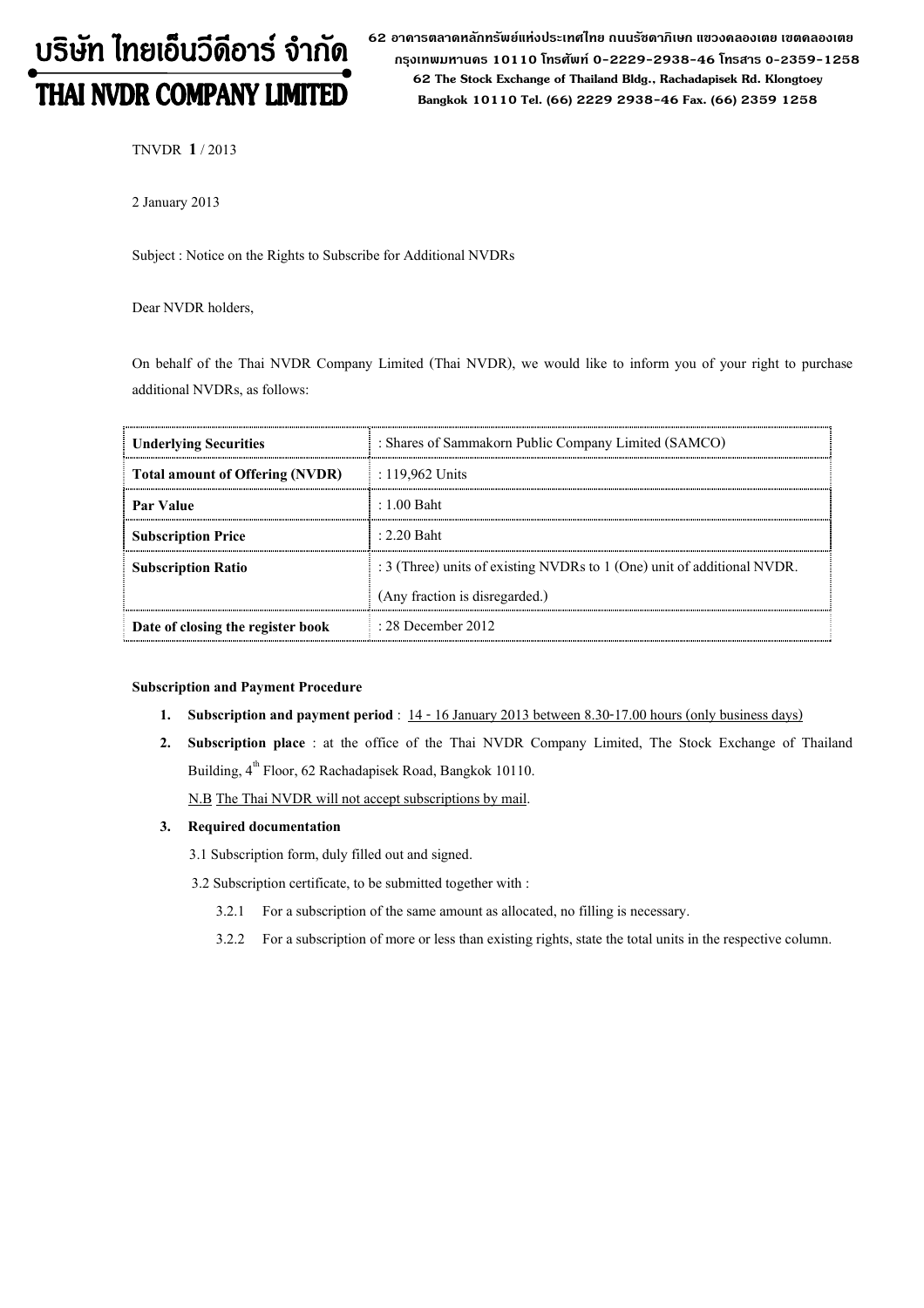# บริษัท ไทยเอ็นวีดีอาร์ จำกัด
# THAI NVDR COMPANY LIMITED

62 อาคารตลาดหลักทรัพย์แห่งประเทศไทย ถนนรัชดาภิเษก แขวงคลองเตย เขตคลองเตย กรุงเทพมหานคร 10110 โทรศัพท์ 0-2229-2938-46 โทรสาร 0-2359-1258
62 The Stock Exchange of Thailand Bldg., Rachadapisek Rd. Klongtoey Bangkok 10110 Tel. (66) 2229 2938-46 Fax. (66) 2359 1258

TNVDR **1** / 2013

2 January 2013

Subject : Notice on the Rights to Subscribe for Additional NVDRs

Dear NVDR holders,

On behalf of the Thai NVDR Company Limited (Thai NVDR), we would like to inform you of your right to purchase additional NVDRs, as follows:

| | |
|---|---|
| **Underlying Securities** | : Shares of Sammakorn Public Company Limited (SAMCO) |
| **Total amount of Offering (NVDR)** | : 119,962 Units |
| **Par Value** | : 1.00 Baht |
| **Subscription Price** | : 2.20 Baht |
| **Subscription Ratio** | : 3 (Three) units of existing NVDRs to 1 (One) unit of additional NVDR. (Any fraction is disregarded.) |
| **Date of closing the register book** | : 28 December 2012 |

**Subscription and Payment Procedure**

1. **Subscription and payment period** : 14 - 16 January 2013 between 8.30-17.00 hours (only business days)
2. **Subscription place** : at the office of the Thai NVDR Company Limited, The Stock Exchange of Thailand Building, 4th Floor, 62 Rachadapisek Road, Bangkok 10110.

   N.B The Thai NVDR will not accept subscriptions by mail.
3. **Required documentation**

   3.1 Subscription form, duly filled out and signed.

   3.2 Subscription certificate, to be submitted together with :

   3.2.1 For a subscription of the same amount as allocated, no filling is necessary.

   3.2.2 For a subscription of more or less than existing rights, state the total units in the respective column.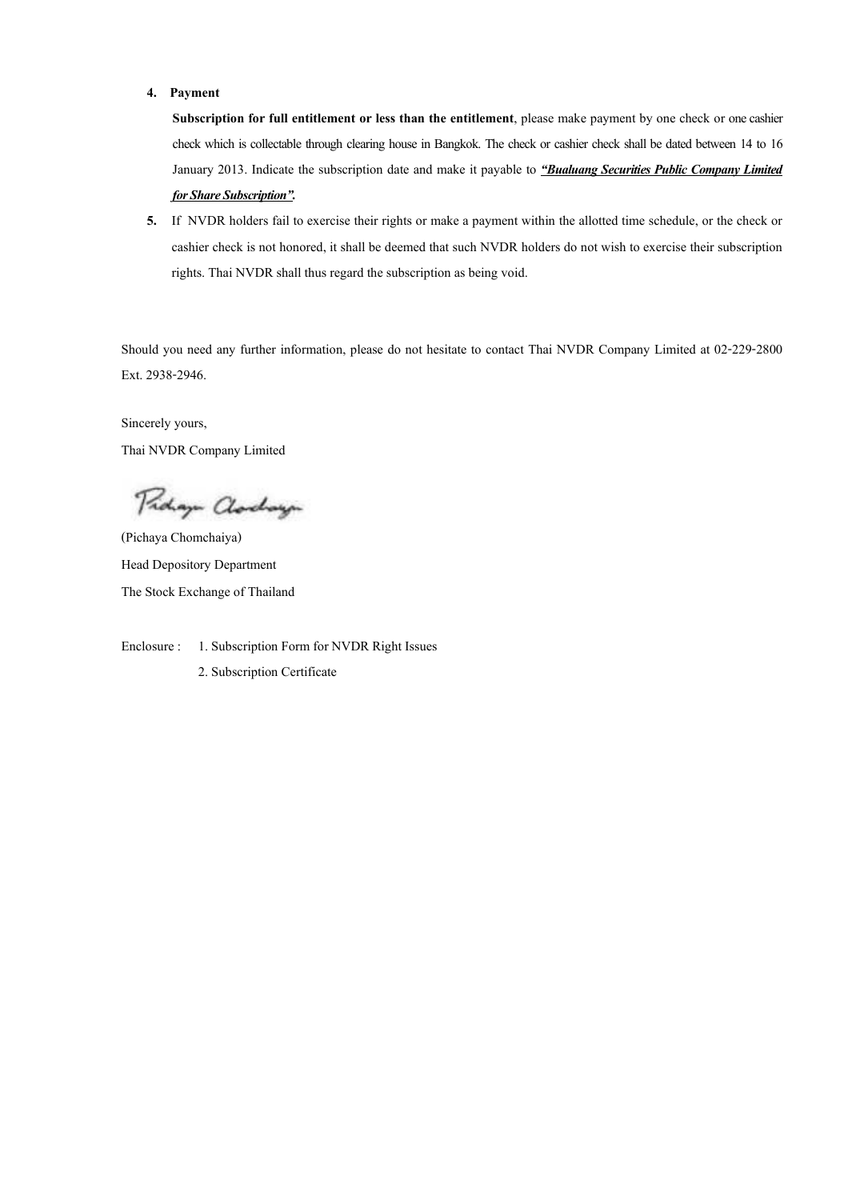4. **Payment**

   **Subscription for full entitlement or less than the entitlement**, please make payment by one check or one cashier check which is collectable through clearing house in Bangkok. The check or cashier check shall be dated between 14 to 16 January 2013. Indicate the subscription date and make it payable to ***"Bualuang Securities Public Company Limited for Share Subscription"***.

5. If NVDR holders fail to exercise their rights or make a payment within the allotted time schedule, or the check or cashier check is not honored, it shall be deemed that such NVDR holders do not wish to exercise their subscription rights. Thai NVDR shall thus regard the subscription as being void.

Should you need any further information, please do not hesitate to contact Thai NVDR Company Limited at 02-229-2800 Ext. 2938-2946.

Sincerely yours,

Thai NVDR Company Limited

(Pichaya Chomchaiya)

Head Depository Department

The Stock Exchange of Thailand

Enclosure : 1. Subscription Form for NVDR Right Issues

2. Subscription Certificate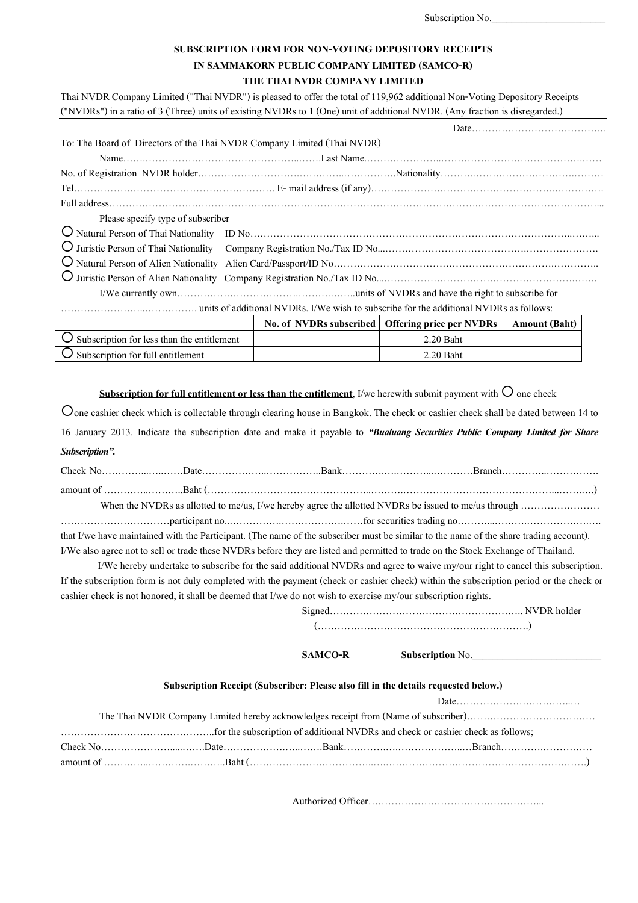Subscription No.______________________

**SUBSCRIPTION FORM FOR NON-VOTING DEPOSITORY RECEIPTS**
**IN SAMMAKORN PUBLIC COMPANY LIMITED (SAMCO-R)**
**THE THAI NVDR COMPANY LIMITED**

Thai NVDR Company Limited ("Thai NVDR") is pleased to offer the total of 119,962 additional Non-Voting Depository Receipts ("NVDRs") in a ratio of 3 (Three) units of existing NVDRs to 1 (One) unit of additional NVDR. (Any fraction is disregarded.)

Date…………………………………..

To: The Board of Directors of the Thai NVDR Company Limited (Thai NVDR)

Name……………………………………………………Last Name……………………………………………………………

No. of Registration NVDR holder……………………………………………………Nationality…………………………………………

Tel……………………………………………………. E- mail address (if any)……………………………………………………………….

Full address………………………………………………………………………………………………………………………………………...

Please specify type of subscriber

○ Natural Person of Thai Nationality ID No……………………………………………………………………………………………...

○ Juristic Person of Thai Nationality Company Registration No./Tax ID No...…………………………………………………………….

○ Natural Person of Alien Nationality Alien Card/Passport/ID No……………………………………………………………………..

○ Juristic Person of Alien Nationality Company Registration No./Tax ID No...………………………………………………………….

I/We currently own………………………………………………units of NVDRs and have the right to subscribe for ……………………………………… units of additional NVDRs. I/We wish to subscribe for the additional NVDRs as follows:

| | No. of NVDRs subscribed | Offering price per NVDRs | Amount (Baht) |
|---|---|---|---|
| ○ Subscription for less than the entitlement | | 2.20 Baht | |
| ○ Subscription for full entitlement | | 2.20 Baht | |

**Subscription for full entitlement or less than the entitlement**, I/we herewith submit payment with ○ one check ○ one cashier check which is collectable through clearing house in Bangkok. The check or cashier check shall be dated between 14 to 16 January 2013. Indicate the subscription date and make it payable to ***"Bualuang Securities Public Company Limited for Share Subscription"***.

Check No……………………Date……………………………………Bank………………………………………Branch……………………………

amount of …………………….Baht (……………………………………………………………………………………………………………)

When the NVDRs as allotted to me/us, I/we hereby agree the allotted NVDRs be issued to me/us through …………………… ……………………………participant no..……………………………………for securities trading no…………………………………… that I/we have maintained with the Participant. (The name of the subscriber must be similar to the name of the share trading account). I/We also agree not to sell or trade these NVDRs before they are listed and permitted to trade on the Stock Exchange of Thailand.

I/We hereby undertake to subscribe for the said additional NVDRs and agree to waive my/our right to cancel this subscription. If the subscription form is not duly completed with the payment (check or cashier check) within the subscription period or the check or cashier check is not honored, it shall be deemed that I/we do not wish to exercise my/our subscription rights.

Signed…………………………………………………….. NVDR holder

(……………………………………………………….)

---

**SAMCO-R** **Subscription** No.__________________________

**Subscription Receipt (Subscriber: Please also fill in the details requested below.)**

Date………………………………..…

The Thai NVDR Company Limited hereby acknowledges receipt from (Name of subscriber)………………………………… ………………………………………..for the subscription of additional NVDRs and check or cashier check as follows;

Check No……………………..…….Date…………………………….Bank……………………………………Branch…………………………

amount of ……………………………………..Baht (……………………………………………………………………………………………….)

Authorized Officer……………………………………………...